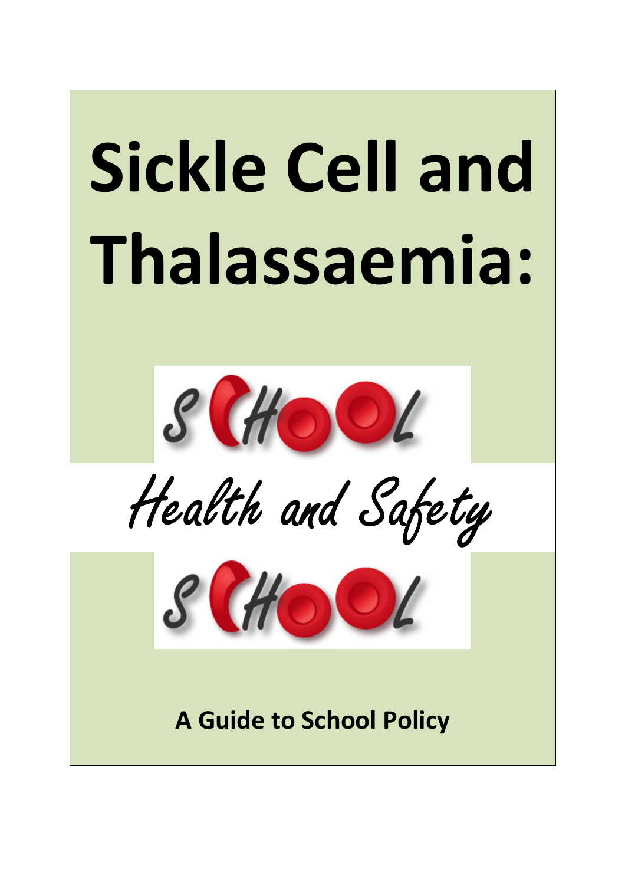# Sickle Cell and Thalassaemia:

SCHOOL

*Health and Safety*

SCHOOL

**A Guide to School Policy**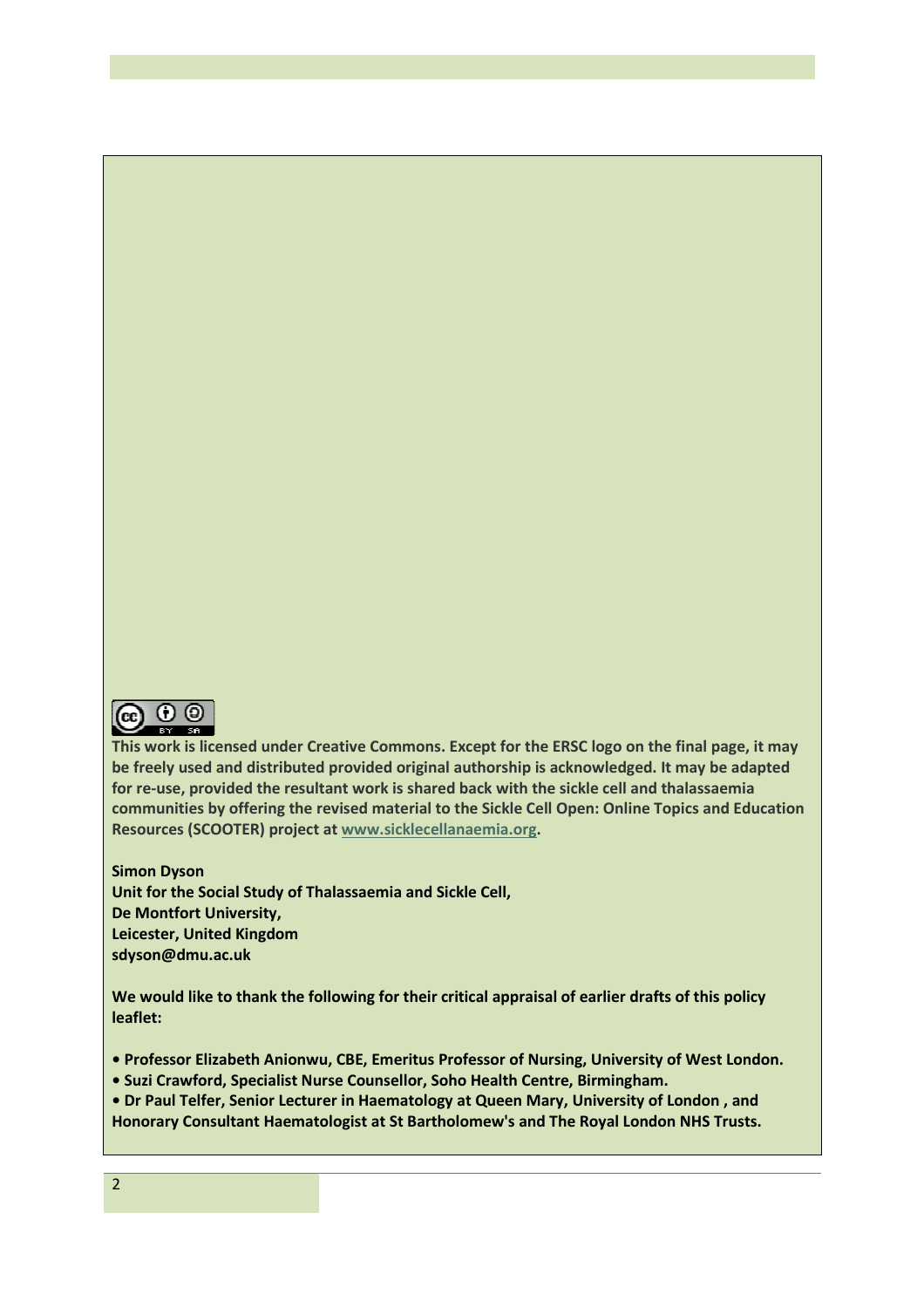**This work is licensed under Creative Commons. Except for the ERSC logo on the final page, it may be freely used and distributed provided original authorship is acknowledged. It may be adapted for re-use, provided the resultant work is shared back with the sickle cell and thalassaemia communities by offering the revised material to the Sickle Cell Open: Online Topics and Education Resources (SCOOTER) project at [www.sicklecellanaemia.org](http://www.sicklecellanaemia.org).**

**Simon Dyson**
**Unit for the Social Study of Thalassaemia and Sickle Cell,**
**De Montfort University,**
**Leicester, United Kingdom**
**sdyson@dmu.ac.uk**

**We would like to thank the following for their critical appraisal of earlier drafts of this policy leaflet:**

- **Professor Elizabeth Anionwu, CBE, Emeritus Professor of Nursing, University of West London.**
- **Suzi Crawford, Specialist Nurse Counsellor, Soho Health Centre, Birmingham.**
- **Dr Paul Telfer, Senior Lecturer in Haematology at Queen Mary, University of London , and Honorary Consultant Haematologist at St Bartholomew's and The Royal London NHS Trusts.**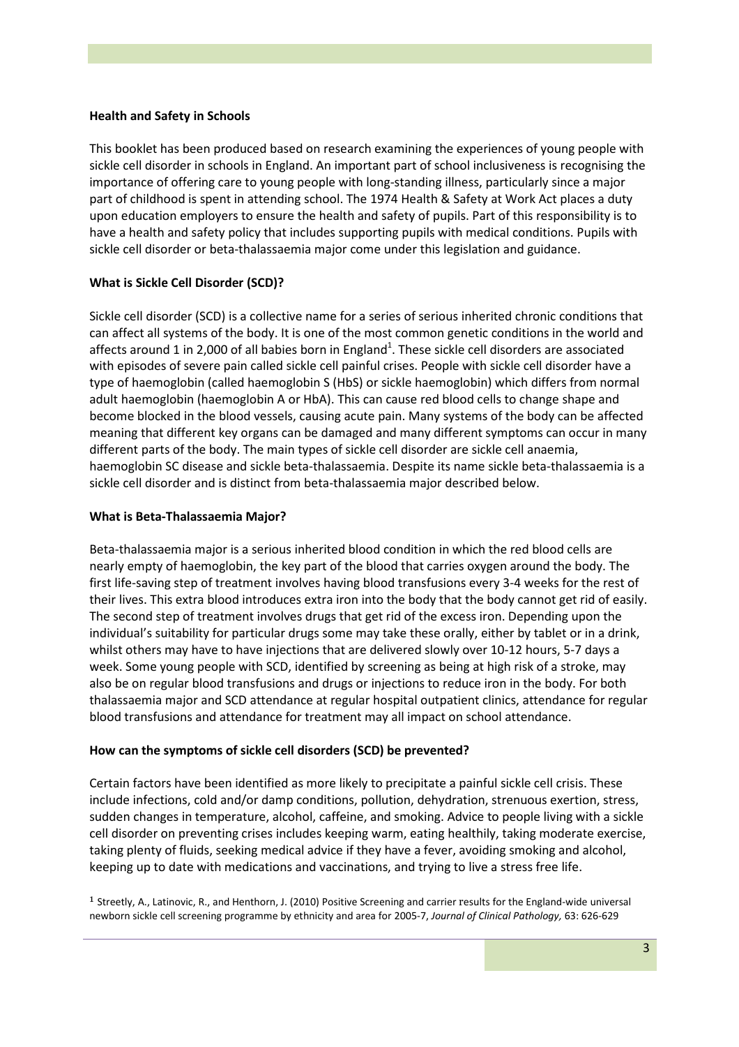### Health and Safety in Schools

This booklet has been produced based on research examining the experiences of young people with sickle cell disorder in schools in England. An important part of school inclusiveness is recognising the importance of offering care to young people with long-standing illness, particularly since a major part of childhood is spent in attending school. The 1974 Health & Safety at Work Act places a duty upon education employers to ensure the health and safety of pupils. Part of this responsibility is to have a health and safety policy that includes supporting pupils with medical conditions. Pupils with sickle cell disorder or beta-thalassaemia major come under this legislation and guidance.

### What is Sickle Cell Disorder (SCD)?

Sickle cell disorder (SCD) is a collective name for a series of serious inherited chronic conditions that can affect all systems of the body. It is one of the most common genetic conditions in the world and affects around 1 in 2,000 of all babies born in England[1]. These sickle cell disorders are associated with episodes of severe pain called sickle cell painful crises. People with sickle cell disorder have a type of haemoglobin (called haemoglobin S (HbS) or sickle haemoglobin) which differs from normal adult haemoglobin (haemoglobin A or HbA). This can cause red blood cells to change shape and become blocked in the blood vessels, causing acute pain. Many systems of the body can be affected meaning that different key organs can be damaged and many different symptoms can occur in many different parts of the body. The main types of sickle cell disorder are sickle cell anaemia, haemoglobin SC disease and sickle beta-thalassaemia. Despite its name sickle beta-thalassaemia is a sickle cell disorder and is distinct from beta-thalassaemia major described below.

### What is Beta-Thalassaemia Major?

Beta-thalassaemia major is a serious inherited blood condition in which the red blood cells are nearly empty of haemoglobin, the key part of the blood that carries oxygen around the body. The first life-saving step of treatment involves having blood transfusions every 3-4 weeks for the rest of their lives. This extra blood introduces extra iron into the body that the body cannot get rid of easily. The second step of treatment involves drugs that get rid of the excess iron. Depending upon the individual's suitability for particular drugs some may take these orally, either by tablet or in a drink, whilst others may have to have injections that are delivered slowly over 10-12 hours, 5-7 days a week. Some young people with SCD, identified by screening as being at high risk of a stroke, may also be on regular blood transfusions and drugs or injections to reduce iron in the body. For both thalassaemia major and SCD attendance at regular hospital outpatient clinics, attendance for regular blood transfusions and attendance for treatment may all impact on school attendance.

### How can the symptoms of sickle cell disorders (SCD) be prevented?

Certain factors have been identified as more likely to precipitate a painful sickle cell crisis. These include infections, cold and/or damp conditions, pollution, dehydration, strenuous exertion, stress, sudden changes in temperature, alcohol, caffeine, and smoking. Advice to people living with a sickle cell disorder on preventing crises includes keeping warm, eating healthily, taking moderate exercise, taking plenty of fluids, seeking medical advice if they have a fever, avoiding smoking and alcohol, keeping up to date with medications and vaccinations, and trying to live a stress free life.

[1] Streetly, A., Latinovic, R., and Henthorn, J. (2010) Positive Screening and carrier results for the England-wide universal newborn sickle cell screening programme by ethnicity and area for 2005-7, *Journal of Clinical Pathology,* 63: 626-629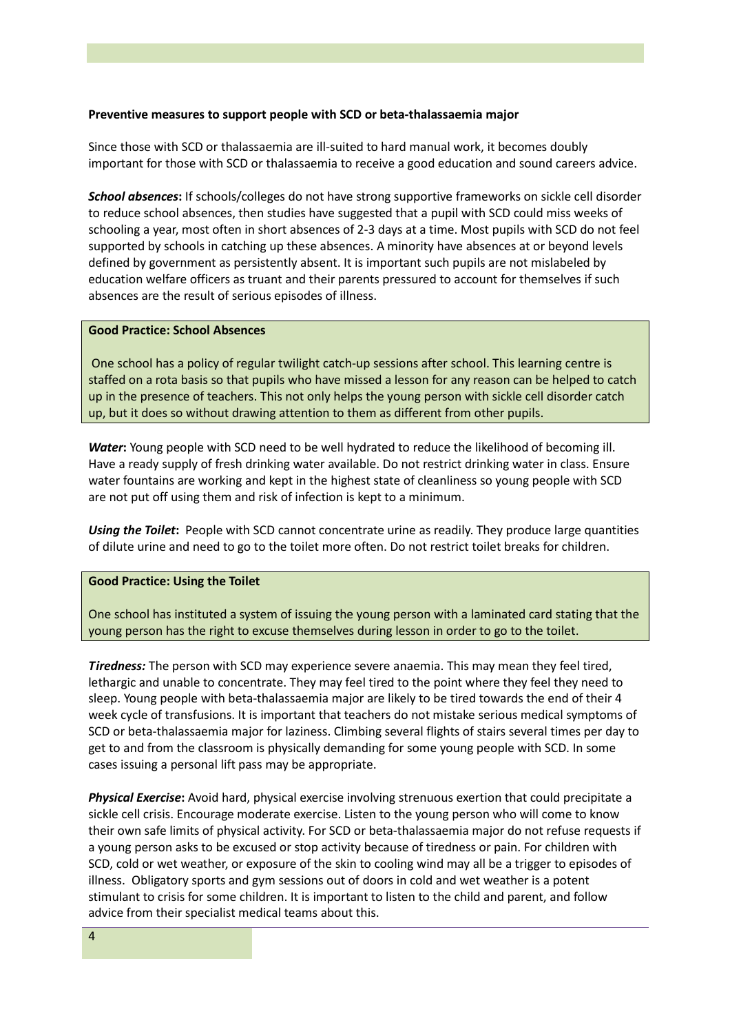**Preventive measures to support people with SCD or beta-thalassaemia major**

Since those with SCD or thalassaemia are ill-suited to hard manual work, it becomes doubly important for those with SCD or thalassaemia to receive a good education and sound careers advice.

***School absences*:** If schools/colleges do not have strong supportive frameworks on sickle cell disorder to reduce school absences, then studies have suggested that a pupil with SCD could miss weeks of schooling a year, most often in short absences of 2-3 days at a time. Most pupils with SCD do not feel supported by schools in catching up these absences. A minority have absences at or beyond levels defined by government as persistently absent. It is important such pupils are not mislabeled by education welfare officers as truant and their parents pressured to account for themselves if such absences are the result of serious episodes of illness.

**Good Practice: School Absences**

One school has a policy of regular twilight catch-up sessions after school. This learning centre is staffed on a rota basis so that pupils who have missed a lesson for any reason can be helped to catch up in the presence of teachers. This not only helps the young person with sickle cell disorder catch up, but it does so without drawing attention to them as different from other pupils.

***Water*:** Young people with SCD need to be well hydrated to reduce the likelihood of becoming ill. Have a ready supply of fresh drinking water available. Do not restrict drinking water in class. Ensure water fountains are working and kept in the highest state of cleanliness so young people with SCD are not put off using them and risk of infection is kept to a minimum.

***Using the Toilet*:** People with SCD cannot concentrate urine as readily. They produce large quantities of dilute urine and need to go to the toilet more often. Do not restrict toilet breaks for children.

**Good Practice: Using the Toilet**

One school has instituted a system of issuing the young person with a laminated card stating that the young person has the right to excuse themselves during lesson in order to go to the toilet.

***Tiredness:*** The person with SCD may experience severe anaemia. This may mean they feel tired, lethargic and unable to concentrate. They may feel tired to the point where they feel they need to sleep. Young people with beta-thalassaemia major are likely to be tired towards the end of their 4 week cycle of transfusions. It is important that teachers do not mistake serious medical symptoms of SCD or beta-thalassaemia major for laziness. Climbing several flights of stairs several times per day to get to and from the classroom is physically demanding for some young people with SCD. In some cases issuing a personal lift pass may be appropriate.

***Physical Exercise*:** Avoid hard, physical exercise involving strenuous exertion that could precipitate a sickle cell crisis. Encourage moderate exercise. Listen to the young person who will come to know their own safe limits of physical activity. For SCD or beta-thalassaemia major do not refuse requests if a young person asks to be excused or stop activity because of tiredness or pain. For children with SCD, cold or wet weather, or exposure of the skin to cooling wind may all be a trigger to episodes of illness. Obligatory sports and gym sessions out of doors in cold and wet weather is a potent stimulant to crisis for some children. It is important to listen to the child and parent, and follow advice from their specialist medical teams about this.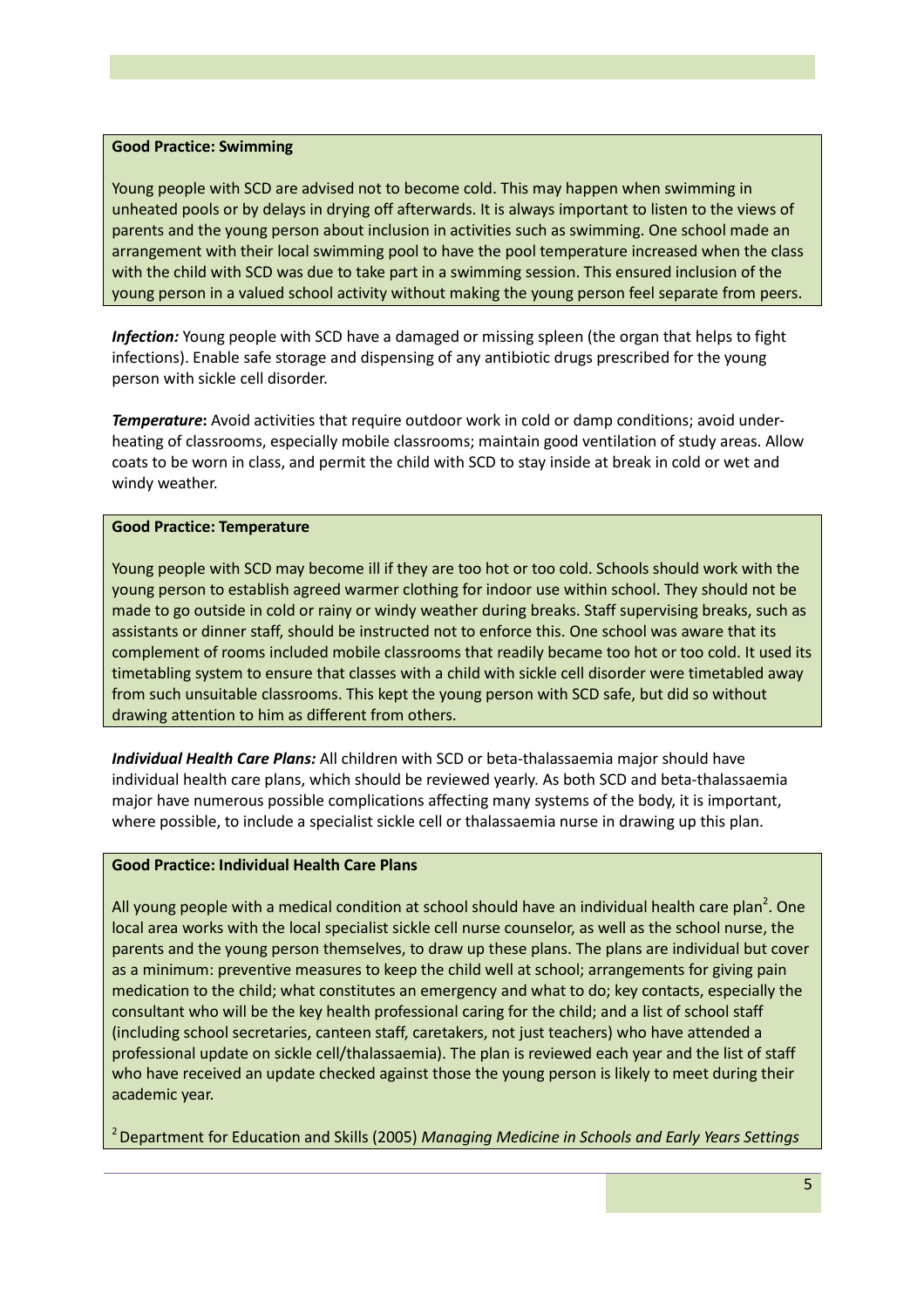**Good Practice: Swimming**

Young people with SCD are advised not to become cold. This may happen when swimming in unheated pools or by delays in drying off afterwards. It is always important to listen to the views of parents and the young person about inclusion in activities such as swimming. One school made an arrangement with their local swimming pool to have the pool temperature increased when the class with the child with SCD was due to take part in a swimming session. This ensured inclusion of the young person in a valued school activity without making the young person feel separate from peers.

***Infection:*** Young people with SCD have a damaged or missing spleen (the organ that helps to fight infections). Enable safe storage and dispensing of any antibiotic drugs prescribed for the young person with sickle cell disorder.

***Temperature*:** Avoid activities that require outdoor work in cold or damp conditions; avoid under-heating of classrooms, especially mobile classrooms; maintain good ventilation of study areas. Allow coats to be worn in class, and permit the child with SCD to stay inside at break in cold or wet and windy weather.

**Good Practice: Temperature**

Young people with SCD may become ill if they are too hot or too cold. Schools should work with the young person to establish agreed warmer clothing for indoor use within school. They should not be made to go outside in cold or rainy or windy weather during breaks. Staff supervising breaks, such as assistants or dinner staff, should be instructed not to enforce this. One school was aware that its complement of rooms included mobile classrooms that readily became too hot or too cold. It used its timetabling system to ensure that classes with a child with sickle cell disorder were timetabled away from such unsuitable classrooms. This kept the young person with SCD safe, but did so without drawing attention to him as different from others.

***Individual Health Care Plans:*** All children with SCD or beta-thalassaemia major should have individual health care plans, which should be reviewed yearly. As both SCD and beta-thalassaemia major have numerous possible complications affecting many systems of the body, it is important, where possible, to include a specialist sickle cell or thalassaemia nurse in drawing up this plan.

**Good Practice: Individual Health Care Plans**

All young people with a medical condition at school should have an individual health care plan[2]. One local area works with the local specialist sickle cell nurse counselor, as well as the school nurse, the parents and the young person themselves, to draw up these plans. The plans are individual but cover as a minimum: preventive measures to keep the child well at school; arrangements for giving pain medication to the child; what constitutes an emergency and what to do; key contacts, especially the consultant who will be the key health professional caring for the child; and a list of school staff (including school secretaries, canteen staff, caretakers, not just teachers) who have attended a professional update on sickle cell/thalassaemia). The plan is reviewed each year and the list of staff who have received an update checked against those the young person is likely to meet during their academic year.

[2] Department for Education and Skills (2005) *Managing Medicine in Schools and Early Years Settings*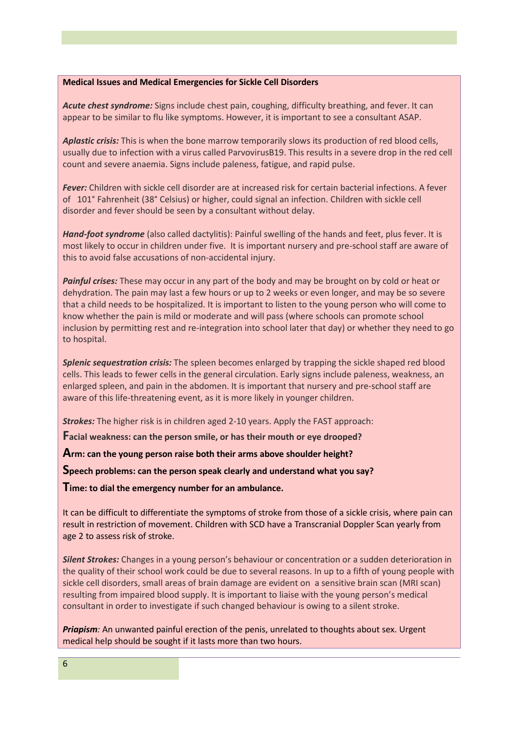**Medical Issues and Medical Emergencies for Sickle Cell Disorders**

***Acute chest syndrome:*** Signs include chest pain, coughing, difficulty breathing, and fever. It can appear to be similar to flu like symptoms. However, it is important to see a consultant ASAP.

***Aplastic crisis:*** This is when the bone marrow temporarily slows its production of red blood cells, usually due to infection with a virus called ParvovirusB19. This results in a severe drop in the red cell count and severe anaemia. Signs include paleness, fatigue, and rapid pulse.

***Fever:*** Children with sickle cell disorder are at increased risk for certain bacterial infections. A fever of 101° Fahrenheit (38° Celsius) or higher, could signal an infection. Children with sickle cell disorder and fever should be seen by a consultant without delay.

***Hand-foot syndrome*** (also called dactylitis): Painful swelling of the hands and feet, plus fever. It is most likely to occur in children under five. It is important nursery and pre-school staff are aware of this to avoid false accusations of non-accidental injury.

***Painful crises:*** These may occur in any part of the body and may be brought on by cold or heat or dehydration. The pain may last a few hours or up to 2 weeks or even longer, and may be so severe that a child needs to be hospitalized. It is important to listen to the young person who will come to know whether the pain is mild or moderate and will pass (where schools can promote school inclusion by permitting rest and re-integration into school later that day) or whether they need to go to hospital.

***Splenic sequestration crisis:*** The spleen becomes enlarged by trapping the sickle shaped red blood cells. This leads to fewer cells in the general circulation. Early signs include paleness, weakness, an enlarged spleen, and pain in the abdomen. It is important that nursery and pre-school staff are aware of this life-threatening event, as it is more likely in younger children.

***Strokes:*** The higher risk is in children aged 2-10 years. Apply the FAST approach:

**Facial weakness: can the person smile, or has their mouth or eye drooped?**

**Arm: can the young person raise both their arms above shoulder height?**

**Speech problems: can the person speak clearly and understand what you say?**

**Time: to dial the emergency number for an ambulance.**

It can be difficult to differentiate the symptoms of stroke from those of a sickle crisis, where pain can result in restriction of movement. Children with SCD have a Transcranial Doppler Scan yearly from age 2 to assess risk of stroke.

***Silent Strokes:*** Changes in a young person's behaviour or concentration or a sudden deterioration in the quality of their school work could be due to several reasons. In up to a fifth of young people with sickle cell disorders, small areas of brain damage are evident on a sensitive brain scan (MRI scan) resulting from impaired blood supply. It is important to liaise with the young person's medical consultant in order to investigate if such changed behaviour is owing to a silent stroke.

***Priapism:*** An unwanted painful erection of the penis, unrelated to thoughts about sex. Urgent medical help should be sought if it lasts more than two hours.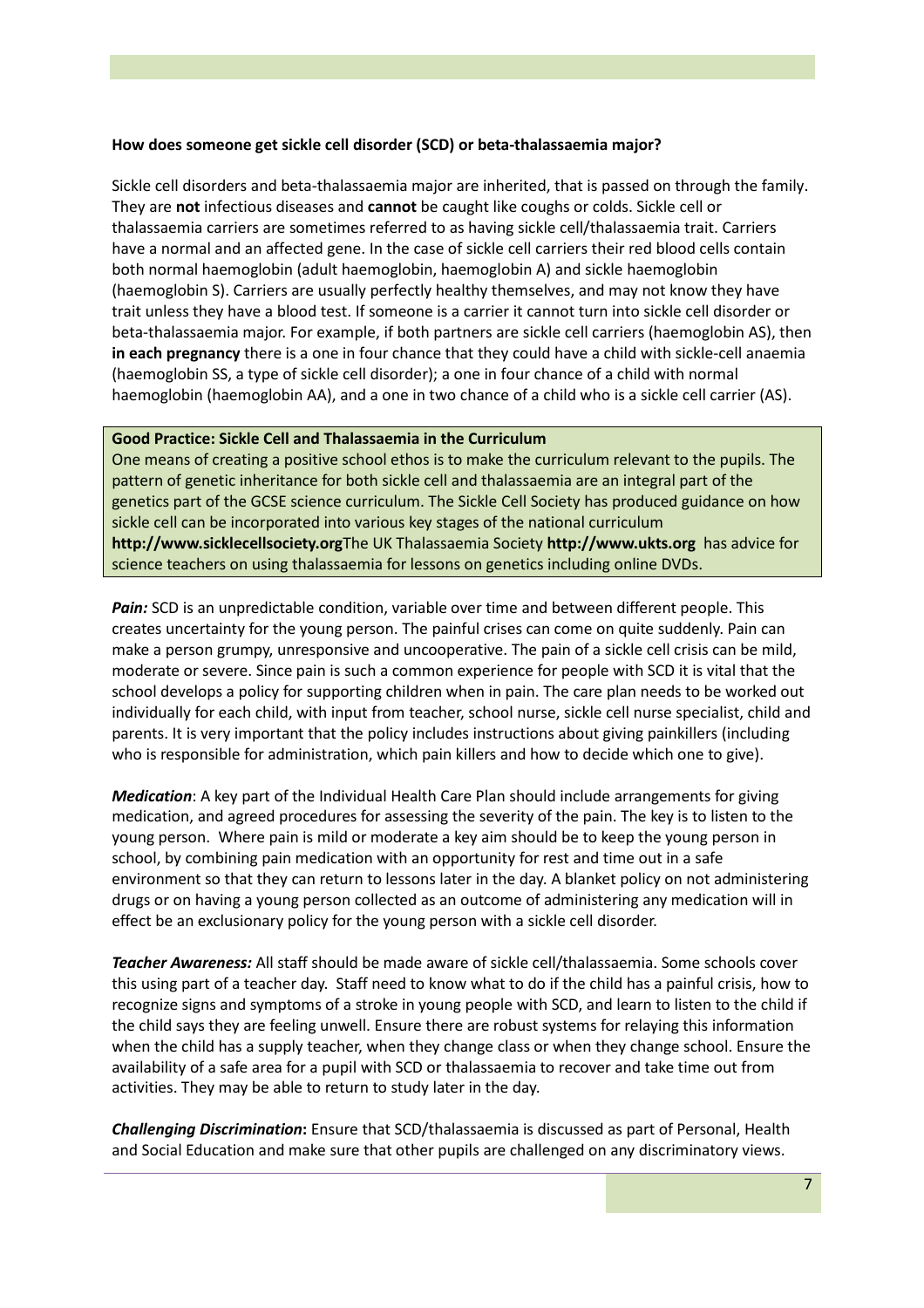**How does someone get sickle cell disorder (SCD) or beta-thalassaemia major?**

Sickle cell disorders and beta-thalassaemia major are inherited, that is passed on through the family. They are **not** infectious diseases and **cannot** be caught like coughs or colds. Sickle cell or thalassaemia carriers are sometimes referred to as having sickle cell/thalassaemia trait. Carriers have a normal and an affected gene. In the case of sickle cell carriers their red blood cells contain both normal haemoglobin (adult haemoglobin, haemoglobin A) and sickle haemoglobin (haemoglobin S). Carriers are usually perfectly healthy themselves, and may not know they have trait unless they have a blood test. If someone is a carrier it cannot turn into sickle cell disorder or beta-thalassaemia major. For example, if both partners are sickle cell carriers (haemoglobin AS), then **in each pregnancy** there is a one in four chance that they could have a child with sickle-cell anaemia (haemoglobin SS, a type of sickle cell disorder); a one in four chance of a child with normal haemoglobin (haemoglobin AA), and a one in two chance of a child who is a sickle cell carrier (AS).

**Good Practice: Sickle Cell and Thalassaemia in the Curriculum**

One means of creating a positive school ethos is to make the curriculum relevant to the pupils. The pattern of genetic inheritance for both sickle cell and thalassaemia are an integral part of the genetics part of the GCSE science curriculum. The Sickle Cell Society has produced guidance on how sickle cell can be incorporated into various key stages of the national curriculum **http://www.sicklecellsociety.org**The UK Thalassaemia Society **http://www.ukts.org** has advice for science teachers on using thalassaemia for lessons on genetics including online DVDs.

***Pain:*** SCD is an unpredictable condition, variable over time and between different people. This creates uncertainty for the young person. The painful crises can come on quite suddenly. Pain can make a person grumpy, unresponsive and uncooperative. The pain of a sickle cell crisis can be mild, moderate or severe. Since pain is such a common experience for people with SCD it is vital that the school develops a policy for supporting children when in pain. The care plan needs to be worked out individually for each child, with input from teacher, school nurse, sickle cell nurse specialist, child and parents. It is very important that the policy includes instructions about giving painkillers (including who is responsible for administration, which pain killers and how to decide which one to give).

***Medication***: A key part of the Individual Health Care Plan should include arrangements for giving medication, and agreed procedures for assessing the severity of the pain. The key is to listen to the young person. Where pain is mild or moderate a key aim should be to keep the young person in school, by combining pain medication with an opportunity for rest and time out in a safe environment so that they can return to lessons later in the day. A blanket policy on not administering drugs or on having a young person collected as an outcome of administering any medication will in effect be an exclusionary policy for the young person with a sickle cell disorder.

***Teacher Awareness:*** All staff should be made aware of sickle cell/thalassaemia. Some schools cover this using part of a teacher day. Staff need to know what to do if the child has a painful crisis, how to recognize signs and symptoms of a stroke in young people with SCD, and learn to listen to the child if the child says they are feeling unwell. Ensure there are robust systems for relaying this information when the child has a supply teacher, when they change class or when they change school. Ensure the availability of a safe area for a pupil with SCD or thalassaemia to recover and take time out from activities. They may be able to return to study later in the day.

***Challenging Discrimination*****:** Ensure that SCD/thalassaemia is discussed as part of Personal, Health and Social Education and make sure that other pupils are challenged on any discriminatory views.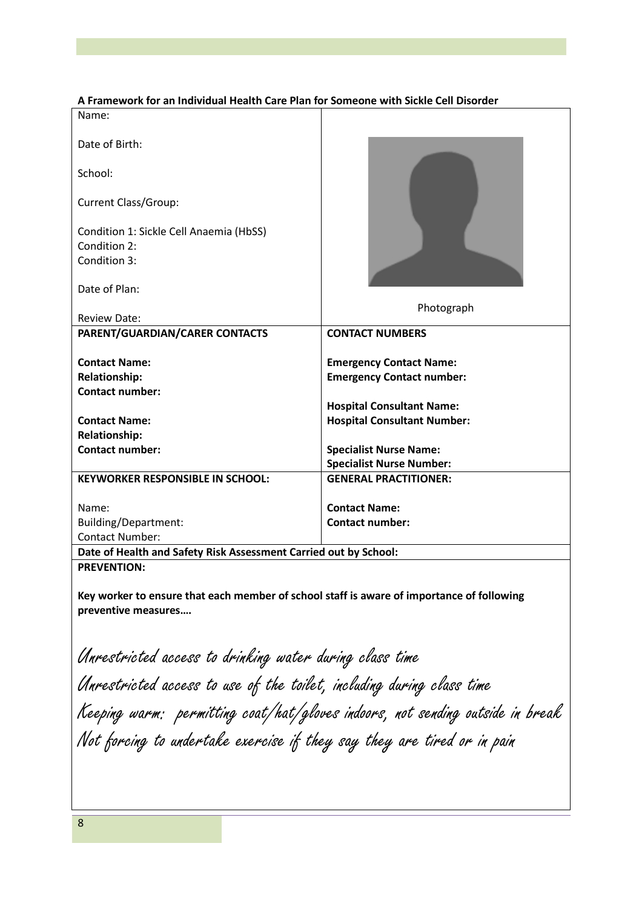**A Framework for an Individual Health Care Plan for Someone with Sickle Cell Disorder**

| | |
|---|---|
| Name:<br><br>Date of Birth:<br><br>School:<br><br>Current Class/Group:<br><br>Condition 1: Sickle Cell Anaemia (HbSS)<br>Condition 2:<br>Condition 3:<br><br>Date of Plan:<br><br>Review Date: | Photograph |
| **PARENT/GUARDIAN/CARER CONTACTS**<br><br>**Contact Name:**<br>**Relationship:**<br>**Contact number:**<br><br>**Contact Name:**<br>**Relationship:**<br>**Contact number:** | **CONTACT NUMBERS**<br><br>**Emergency Contact Name:**<br>**Emergency Contact number:**<br><br>**Hospital Consultant Name:**<br>**Hospital Consultant Number:**<br><br>**Specialist Nurse Name:**<br>**Specialist Nurse Number:** |
| **KEYWORKER RESPONSIBLE IN SCHOOL:**<br><br>Name:<br>Building/Department:<br>Contact Number: | **GENERAL PRACTITIONER:**<br><br>**Contact Name:**<br>**Contact number:** |

**Date of Health and Safety Risk Assessment Carried out by School:**

**PREVENTION:**

**Key worker to ensure that each member of school staff is aware of importance of following preventive measures….**

*Unrestricted access to drinking water during class time*

*Unrestricted access to use of the toilet, including during class time*

*Keeping warm: permitting coat/hat/gloves indoors, not sending outside in break*

*Not forcing to undertake exercise if they say they are tired or in pain*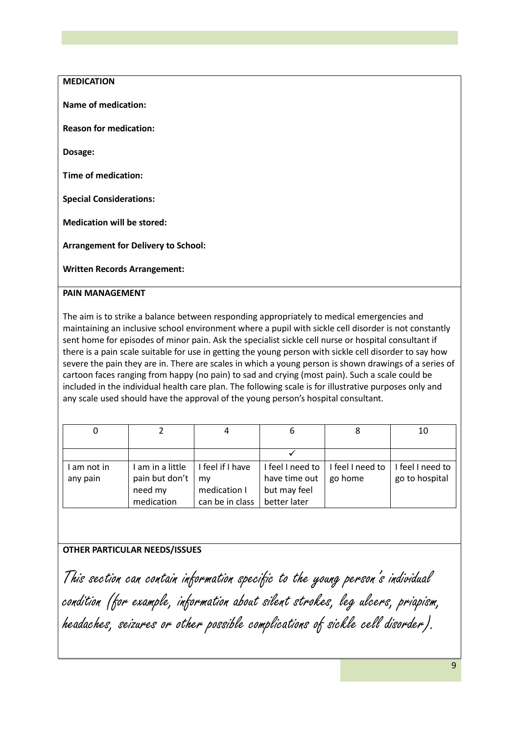**MEDICATION**

**Name of medication:**

**Reason for medication:**

**Dosage:**

**Time of medication:**

**Special Considerations:**

**Medication will be stored:**

**Arrangement for Delivery to School:**

**Written Records Arrangement:**

**PAIN MANAGEMENT**

The aim is to strike a balance between responding appropriately to medical emergencies and maintaining an inclusive school environment where a pupil with sickle cell disorder is not constantly sent home for episodes of minor pain. Ask the specialist sickle cell nurse or hospital consultant if there is a pain scale suitable for use in getting the young person with sickle cell disorder to say how severe the pain they are in. There are scales in which a young person is shown drawings of a series of cartoon faces ranging from happy (no pain) to sad and crying (most pain). Such a scale could be included in the individual health care plan. The following scale is for illustrative purposes only and any scale used should have the approval of the young person's hospital consultant.

| 0 | 2 | 4 | 6 | 8 | 10 |
|---|---|---|---|---|---|
| | | | ✓ | | |
| I am not in any pain | I am in a little pain but don't need my medication | I feel if I have my medication I can be in class | I feel I need to have time out but may feel better later | I feel I need to go home | I feel I need to go to hospital |

**OTHER PARTICULAR NEEDS/ISSUES**

*This section can contain information specific to the young person's individual condition (for example, information about silent strokes, leg ulcers, priapism, headaches, seizures or other possible complications of sickle cell disorder).*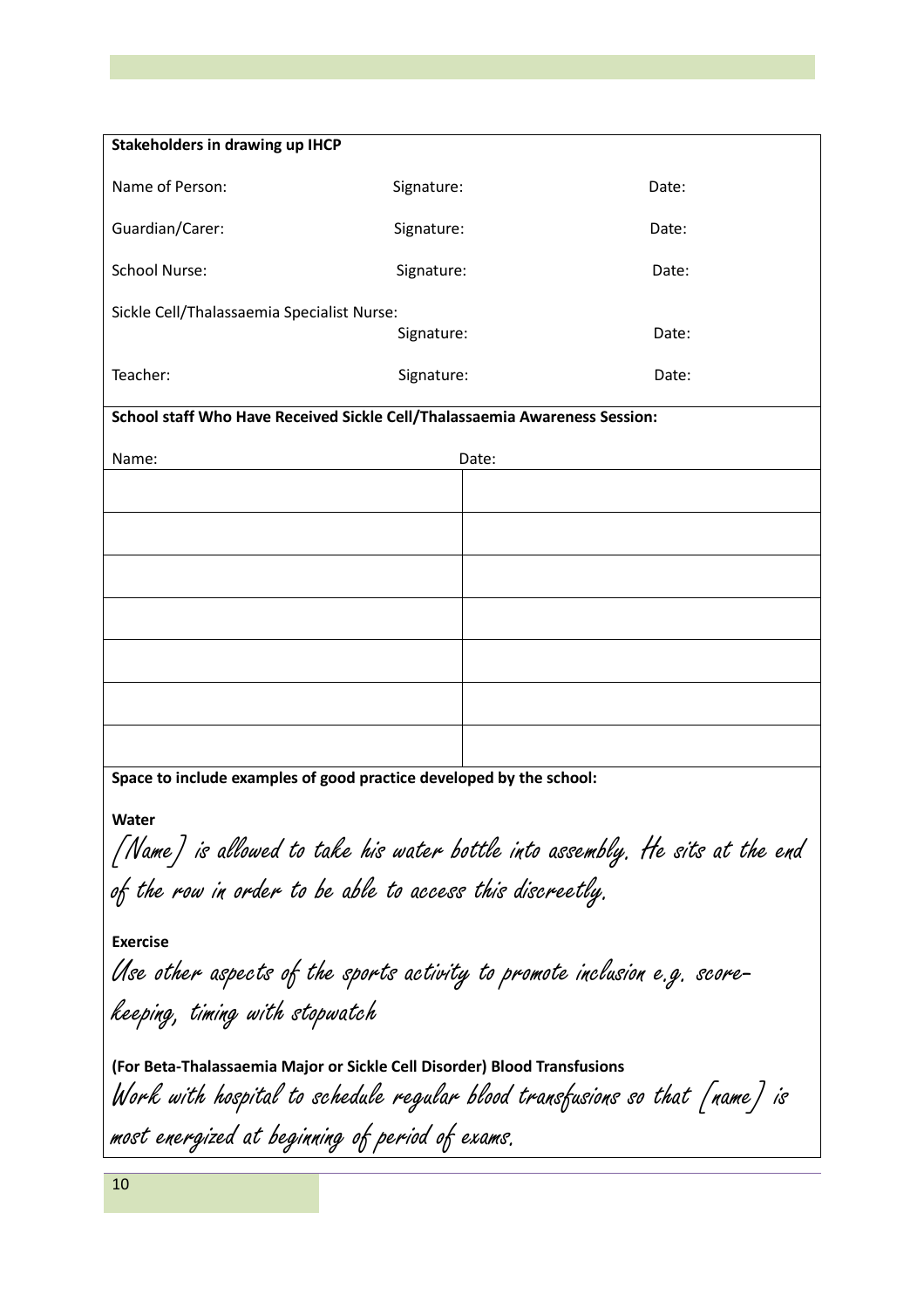**Stakeholders in drawing up IHCP**

| | | |
|---|---|---|
| Name of Person: | Signature: | Date: |
| Guardian/Carer: | Signature: | Date: |
| School Nurse: | Signature: | Date: |
| Sickle Cell/Thalassaemia Specialist Nurse: | Signature: | Date: |
| Teacher: | Signature: | Date: |

**School staff Who Have Received Sickle Cell/Thalassaemia Awareness Session:**

| Name: | Date: |
|---|---|
| | |
| | |
| | |
| | |
| | |
| | |
| | |

**Space to include examples of good practice developed by the school:**

**Water**

*[Name] is allowed to take his water bottle into assembly. He sits at the end of the row in order to be able to access this discreetly.*

**Exercise**

*Use other aspects of the sports activity to promote inclusion e.g. score-keeping, timing with stopwatch*

**(For Beta-Thalassaemia Major or Sickle Cell Disorder) Blood Transfusions**

*Work with hospital to schedule regular blood transfusions so that [name] is most energized at beginning of period of exams.*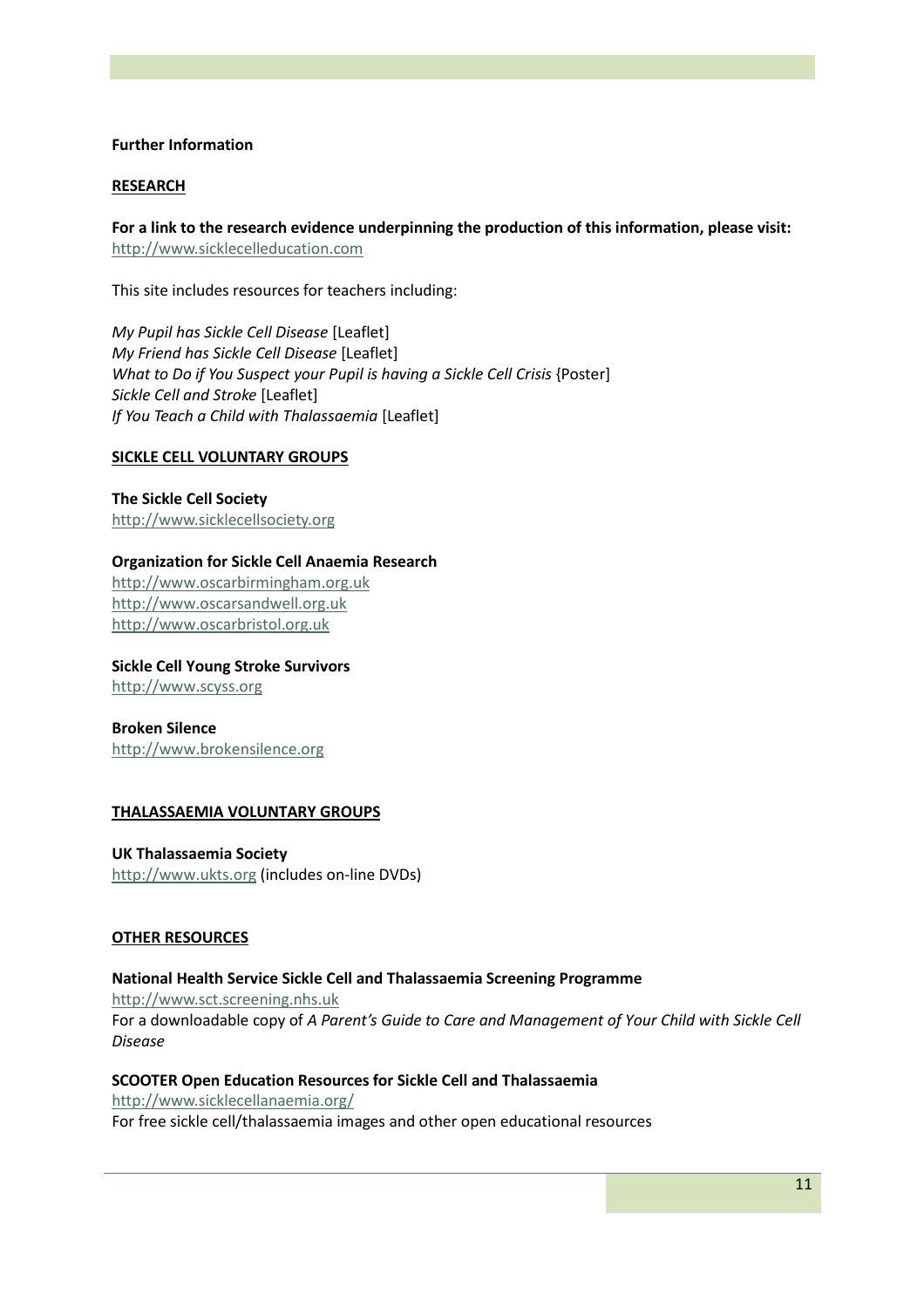**Further Information**

**RESEARCH**

**For a link to the research evidence underpinning the production of this information, please visit:**
http://www.sicklecelleducation.com

This site includes resources for teachers including:

*My Pupil has Sickle Cell Disease* [Leaflet]
*My Friend has Sickle Cell Disease* [Leaflet]
*What to Do if You Suspect your Pupil is having a Sickle Cell Crisis* {Poster]
*Sickle Cell and Stroke* [Leaflet]
*If You Teach a Child with Thalassaemia* [Leaflet]

**SICKLE CELL VOLUNTARY GROUPS**

**The Sickle Cell Society**
http://www.sicklecellsociety.org

**Organization for Sickle Cell Anaemia Research**
http://www.oscarbirmingham.org.uk
http://www.oscarsandwell.org.uk
http://www.oscarbristol.org.uk

**Sickle Cell Young Stroke Survivors**
http://www.scyss.org

**Broken Silence**
http://www.brokensilence.org

**THALASSAEMIA VOLUNTARY GROUPS**

**UK Thalassaemia Society**
http://www.ukts.org (includes on-line DVDs)

**OTHER RESOURCES**

**National Health Service Sickle Cell and Thalassaemia Screening Programme**
http://www.sct.screening.nhs.uk
For a downloadable copy of *A Parent's Guide to Care and Management of Your Child with Sickle Cell Disease*

**SCOOTER Open Education Resources for Sickle Cell and Thalassaemia**
http://www.sicklecellanaemia.org/
For free sickle cell/thalassaemia images and other open educational resources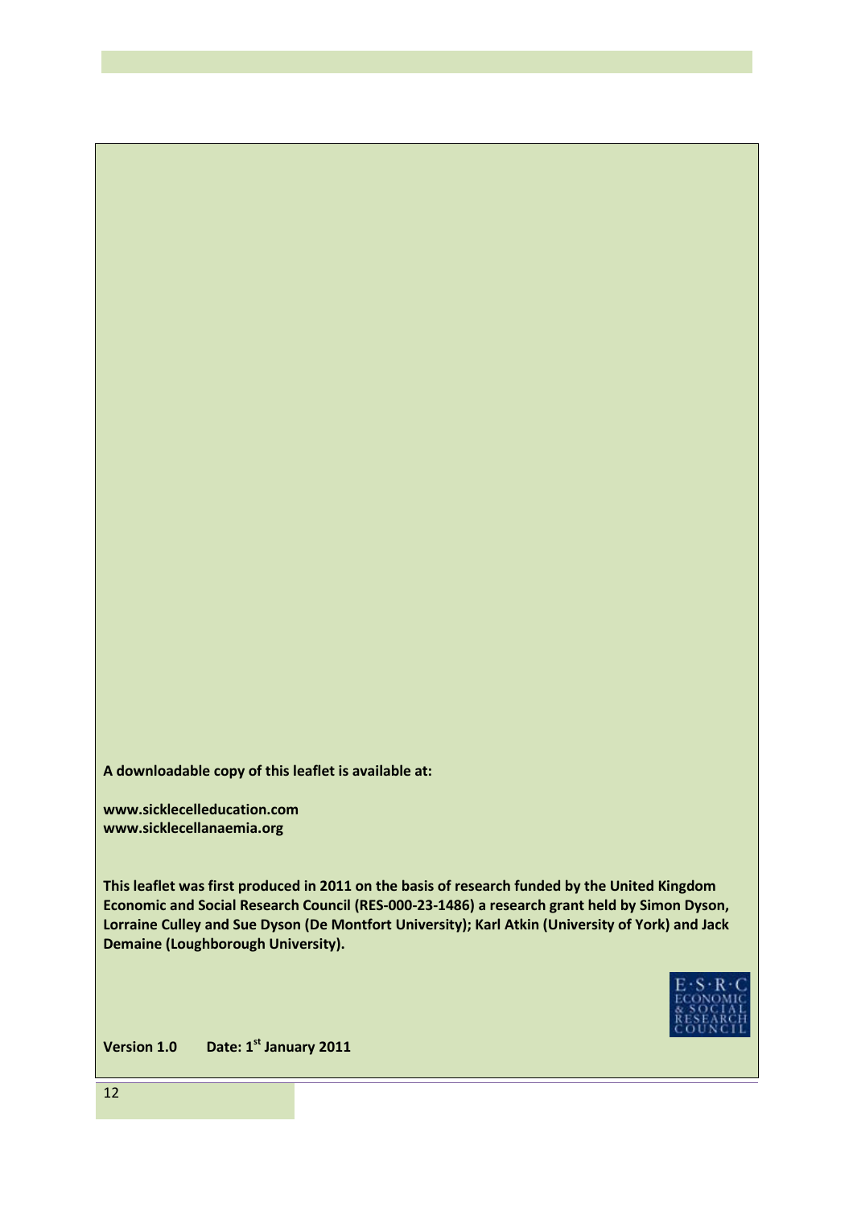**A downloadable copy of this leaflet is available at:**

**www.sicklecelleducation.com**
**www.sicklecellanaemia.org**

**This leaflet was first produced in 2011 on the basis of research funded by the United Kingdom Economic and Social Research Council (RES-000-23-1486) a research grant held by Simon Dyson, Lorraine Culley and Sue Dyson (De Montfort University); Karl Atkin (University of York) and Jack Demaine (Loughborough University).**

E·S·R·C ECONOMIC & SOCIAL RESEARCH COUNCIL

**Version 1.0 Date: 1st January 2011**